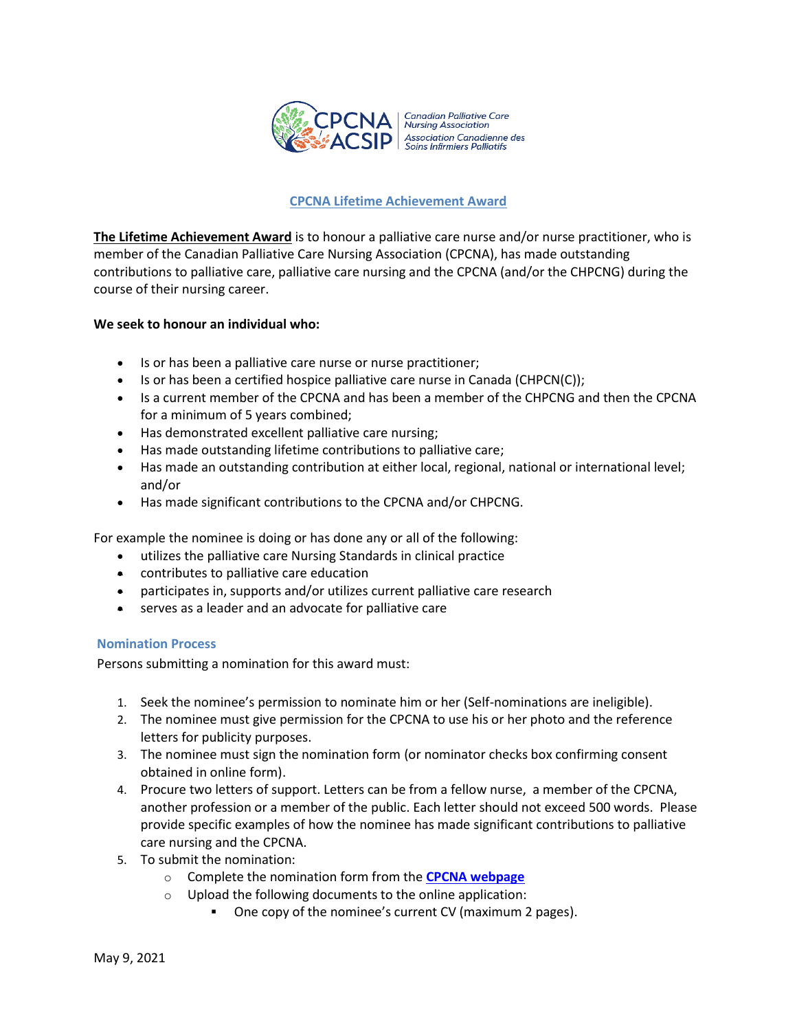Canadian Palliative Care Nursing Association
Association Canadienne des Soins Infirmiers Palliatifs

# CPCNA Lifetime Achievement Award

**The Lifetime Achievement Award** is to honour a palliative care nurse and/or nurse practitioner, who is member of the Canadian Palliative Care Nursing Association (CPCNA), has made outstanding contributions to palliative care, palliative care nursing and the CPCNA (and/or the CHPCNG) during the course of their nursing career.

**We seek to honour an individual who:**

- Is or has been a palliative care nurse or nurse practitioner;
- Is or has been a certified hospice palliative care nurse in Canada (CHPCN(C));
- Is a current member of the CPCNA and has been a member of the CHPCNG and then the CPCNA for a minimum of 5 years combined;
- Has demonstrated excellent palliative care nursing;
- Has made outstanding lifetime contributions to palliative care;
- Has made an outstanding contribution at either local, regional, national or international level; and/or
- Has made significant contributions to the CPCNA and/or CHPCNG.

For example the nominee is doing or has done any or all of the following:

- utilizes the palliative care Nursing Standards in clinical practice
- contributes to palliative care education
- participates in, supports and/or utilizes current palliative care research
- serves as a leader and an advocate for palliative care

## Nomination Process

Persons submitting a nomination for this award must:

1. Seek the nominee's permission to nominate him or her (Self-nominations are ineligible).
2. The nominee must give permission for the CPCNA to use his or her photo and the reference letters for publicity purposes.
3. The nominee must sign the nomination form (or nominator checks box confirming consent obtained in online form).
4. Procure two letters of support. Letters can be from a fellow nurse, a member of the CPCNA, another profession or a member of the public. Each letter should not exceed 500 words. Please provide specific examples of how the nominee has made significant contributions to palliative care nursing and the CPCNA.
5. To submit the nomination:
   - Complete the nomination form from the **CPCNA webpage**
   - Upload the following documents to the online application:
     - One copy of the nominee's current CV (maximum 2 pages).

May 9, 2021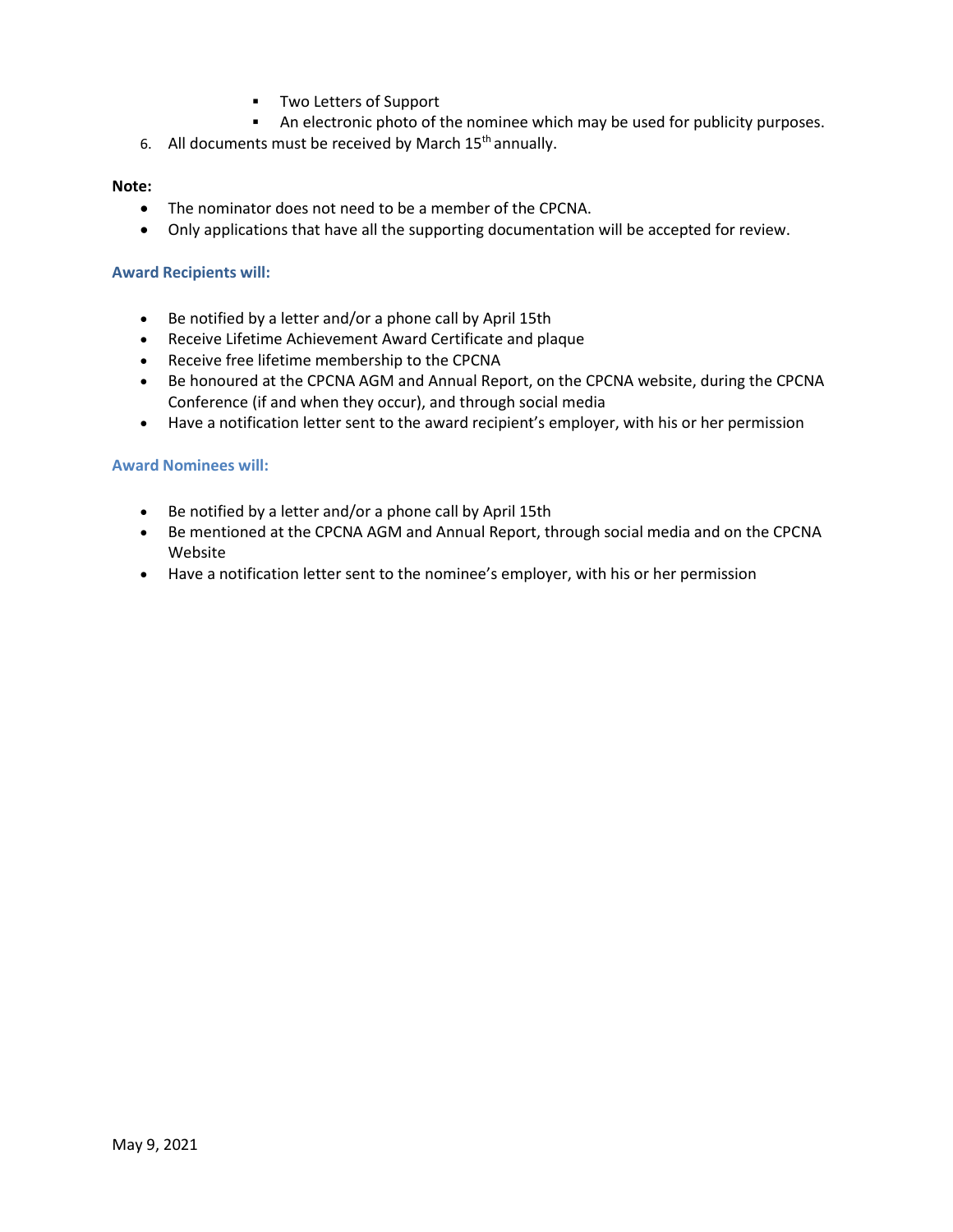- Two Letters of Support
   - An electronic photo of the nominee which may be used for publicity purposes.

6. All documents must be received by March 15th annually.

**Note:**

- The nominator does not need to be a member of the CPCNA.
- Only applications that have all the supporting documentation will be accepted for review.

**Award Recipients will:**

- Be notified by a letter and/or a phone call by April 15th
- Receive Lifetime Achievement Award Certificate and plaque
- Receive free lifetime membership to the CPCNA
- Be honoured at the CPCNA AGM and Annual Report, on the CPCNA website, during the CPCNA Conference (if and when they occur), and through social media
- Have a notification letter sent to the award recipient's employer, with his or her permission

**Award Nominees will:**

- Be notified by a letter and/or a phone call by April 15th
- Be mentioned at the CPCNA AGM and Annual Report, through social media and on the CPCNA Website
- Have a notification letter sent to the nominee's employer, with his or her permission

May 9, 2021